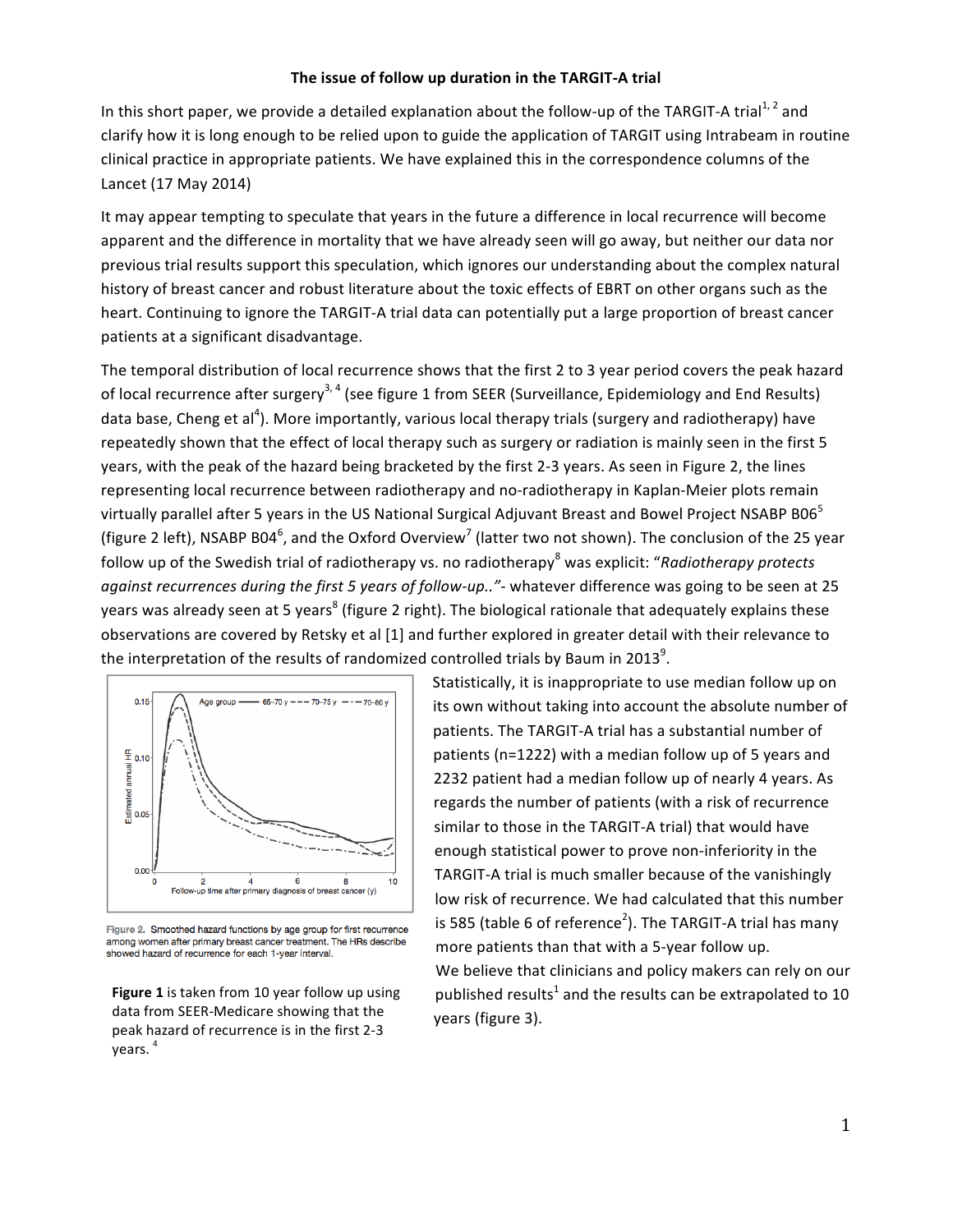# The issue of follow up duration in the TARGIT-A trial

In this short paper, we provide a detailed explanation about the follow-up of the TARGIT-A trial[1, 2] and clarify how it is long enough to be relied upon to guide the application of TARGIT using Intrabeam in routine clinical practice in appropriate patients. We have explained this in the correspondence columns of the Lancet (17 May 2014)

It may appear tempting to speculate that years in the future a difference in local recurrence will become apparent and the difference in mortality that we have already seen will go away, but neither our data nor previous trial results support this speculation, which ignores our understanding about the complex natural history of breast cancer and robust literature about the toxic effects of EBRT on other organs such as the heart. Continuing to ignore the TARGIT-A trial data can potentially put a large proportion of breast cancer patients at a significant disadvantage.

The temporal distribution of local recurrence shows that the first 2 to 3 year period covers the peak hazard of local recurrence after surgery[3, 4] (see figure 1 from SEER (Surveillance, Epidemiology and End Results) data base, Cheng et al[4]). More importantly, various local therapy trials (surgery and radiotherapy) have repeatedly shown that the effect of local therapy such as surgery or radiation is mainly seen in the first 5 years, with the peak of the hazard being bracketed by the first 2-3 years. As seen in Figure 2, the lines representing local recurrence between radiotherapy and no-radiotherapy in Kaplan-Meier plots remain virtually parallel after 5 years in the US National Surgical Adjuvant Breast and Bowel Project NSABP B06[5] (figure 2 left), NSABP B04[6], and the Oxford Overview[7] (latter two not shown). The conclusion of the 25 year follow up of the Swedish trial of radiotherapy vs. no radiotherapy[8] was explicit: "*Radiotherapy protects against recurrences during the first 5 years of follow-up..*"- whatever difference was going to be seen at 25 years was already seen at 5 years[8] (figure 2 right). The biological rationale that adequately explains these observations are covered by Retsky et al [1] and further explored in greater detail with their relevance to the interpretation of the results of randomized controlled trials by Baum in 2013[9].

Figure 2. Smoothed hazard functions by age group for first recurrence among women after primary breast cancer treatment. The HRs describe showed hazard of recurrence for each 1-year interval.

**Figure 1** is taken from 10 year follow up using data from SEER-Medicare showing that the peak hazard of recurrence is in the first 2-3 years.[4]

Statistically, it is inappropriate to use median follow up on its own without taking into account the absolute number of patients. The TARGIT-A trial has a substantial number of patients (n=1222) with a median follow up of 5 years and 2232 patient had a median follow up of nearly 4 years. As regards the number of patients (with a risk of recurrence similar to those in the TARGIT-A trial) that would have enough statistical power to prove non-inferiority in the TARGIT-A trial is much smaller because of the vanishingly low risk of recurrence. We had calculated that this number is 585 (table 6 of reference[2]). The TARGIT-A trial has many more patients than that with a 5-year follow up.

We believe that clinicians and policy makers can rely on our published results[1] and the results can be extrapolated to 10 years (figure 3).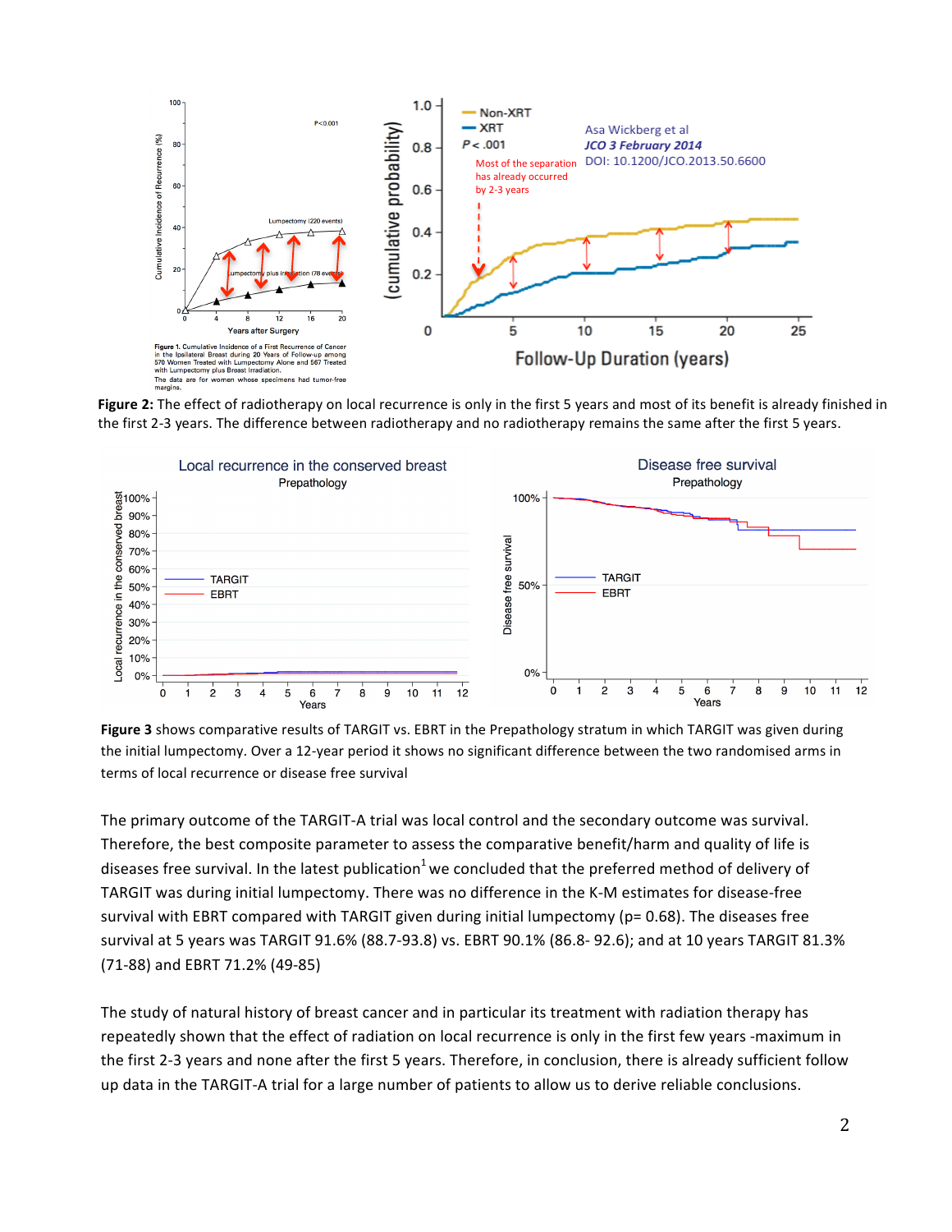100
80
60
40
20
0
0 4 8 12 16 20
Cumulative Incidence of Recurrence (%)
Years after Surgery
P<0.001
Lumpectomy (220 events)
Lumpectomy plus irradiation (78 events)

Figure 1. Cumulative Incidence of a First Recurrence of Cancer in the Ipsilateral Breast during 20 Years of Follow-up among 570 Women Treated with Lumpectomy Alone and 567 Treated with Lumpectomy plus Breast Irradiation.
The data are for women whose specimens had tumor-free margins.

1.0
0.8
0.6
0.4
0.2
0
5 10 15 20 25
(cumulative probability)
Follow-Up Duration (years)
Non-XRT
XRT
$P < .001$
Most of the separation has already occurred by 2-3 years
Asa Wickberg et al
*JCO 3 February 2014*
DOI: 10.1200/JCO.2013.50.6600

**Figure 2:** The effect of radiotherapy on local recurrence is only in the first 5 years and most of its benefit is already finished in the first 2-3 years. The difference between radiotherapy and no radiotherapy remains the same after the first 5 years.

Local recurrence in the conserved breast
Prepathology
Local recurrence in the conserved breast
100%
90%
80%
70%
60%
50%
40%
30%
20%
10%
0%
0 1 2 3 4 5 6 7 8 9 10 11 12
Years
TARGIT
EBRT

Disease free survival
Prepathology
Disease free survival
100%
50%
0%
0 1 2 3 4 5 6 7 8 9 10 11 12
Years
TARGIT
EBRT

**Figure 3** shows comparative results of TARGIT vs. EBRT in the Prepathology stratum in which TARGIT was given during the initial lumpectomy. Over a 12-year period it shows no significant difference between the two randomised arms in terms of local recurrence or disease free survival

The primary outcome of the TARGIT-A trial was local control and the secondary outcome was survival. Therefore, the best composite parameter to assess the comparative benefit/harm and quality of life is diseases free survival. In the latest publication[1] we concluded that the preferred method of delivery of TARGIT was during initial lumpectomy. There was no difference in the K-M estimates for disease-free survival with EBRT compared with TARGIT given during initial lumpectomy (p= 0.68). The diseases free survival at 5 years was TARGIT 91.6% (88.7-93.8) vs. EBRT 90.1% (86.8- 92.6); and at 10 years TARGIT 81.3% (71-88) and EBRT 71.2% (49-85)

The study of natural history of breast cancer and in particular its treatment with radiation therapy has repeatedly shown that the effect of radiation on local recurrence is only in the first few years -maximum in the first 2-3 years and none after the first 5 years. Therefore, in conclusion, there is already sufficient follow up data in the TARGIT-A trial for a large number of patients to allow us to derive reliable conclusions.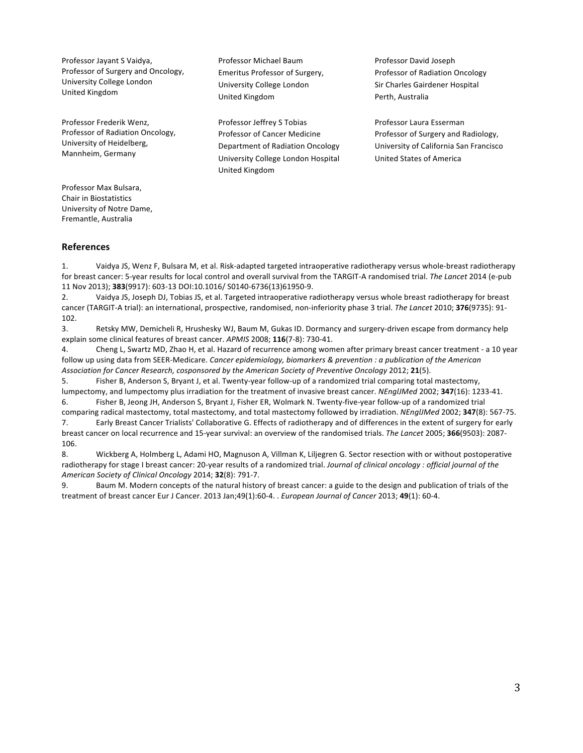Professor Jayant S Vaidya,
Professor of Surgery and Oncology,
University College London
United Kingdom

Professor Michael Baum
Emeritus Professor of Surgery,
University College London
United Kingdom

Professor David Joseph
Professor of Radiation Oncology
Sir Charles Gairdener Hospital
Perth, Australia

Professor Frederik Wenz,
Professor of Radiation Oncology,
University of Heidelberg,
Mannheim, Germany

Professor Jeffrey S Tobias
Professor of Cancer Medicine
Department of Radiation Oncology
University College London Hospital
United Kingdom

Professor Laura Esserman
Professor of Surgery and Radiology,
University of California San Francisco
United States of America

Professor Max Bulsara,
Chair in Biostatistics
University of Notre Dame,
Fremantle, Australia

## References

1. Vaidya JS, Wenz F, Bulsara M, et al. Risk-adapted targeted intraoperative radiotherapy versus whole-breast radiotherapy for breast cancer: 5-year results for local control and overall survival from the TARGIT-A randomised trial. *The Lancet* 2014 (e-pub 11 Nov 2013); **383**(9917): 603-13 DOI:10.1016/ S0140-6736(13)61950-9.
2. Vaidya JS, Joseph DJ, Tobias JS, et al. Targeted intraoperative radiotherapy versus whole breast radiotherapy for breast cancer (TARGIT-A trial): an international, prospective, randomised, non-inferiority phase 3 trial. *The Lancet* 2010; **376**(9735): 91-102.
3. Retsky MW, Demicheli R, Hrushesky WJ, Baum M, Gukas ID. Dormancy and surgery-driven escape from dormancy help explain some clinical features of breast cancer. *APMIS* 2008; **116**(7-8): 730-41.
4. Cheng L, Swartz MD, Zhao H, et al. Hazard of recurrence among women after primary breast cancer treatment - a 10 year follow up using data from SEER-Medicare. *Cancer epidemiology, biomarkers & prevention : a publication of the American Association for Cancer Research, cosponsored by the American Society of Preventive Oncology* 2012; **21**(5).
5. Fisher B, Anderson S, Bryant J, et al. Twenty-year follow-up of a randomized trial comparing total mastectomy, lumpectomy, and lumpectomy plus irradiation for the treatment of invasive breast cancer. *NEnglJMed* 2002; **347**(16): 1233-41.
6. Fisher B, Jeong JH, Anderson S, Bryant J, Fisher ER, Wolmark N. Twenty-five-year follow-up of a randomized trial comparing radical mastectomy, total mastectomy, and total mastectomy followed by irradiation. *NEnglJMed* 2002; **347**(8): 567-75.
7. Early Breast Cancer Trialists' Collaborative G. Effects of radiotherapy and of differences in the extent of surgery for early breast cancer on local recurrence and 15-year survival: an overview of the randomised trials. *The Lancet* 2005; **366**(9503): 2087-106.
8. Wickberg A, Holmberg L, Adami HO, Magnuson A, Villman K, Liljegren G. Sector resection with or without postoperative radiotherapy for stage I breast cancer: 20-year results of a randomized trial. *Journal of clinical oncology : official journal of the American Society of Clinical Oncology* 2014; **32**(8): 791-7.
9. Baum M. Modern concepts of the natural history of breast cancer: a guide to the design and publication of trials of the treatment of breast cancer Eur J Cancer. 2013 Jan;49(1):60-4. . *European Journal of Cancer* 2013; **49**(1): 60-4.